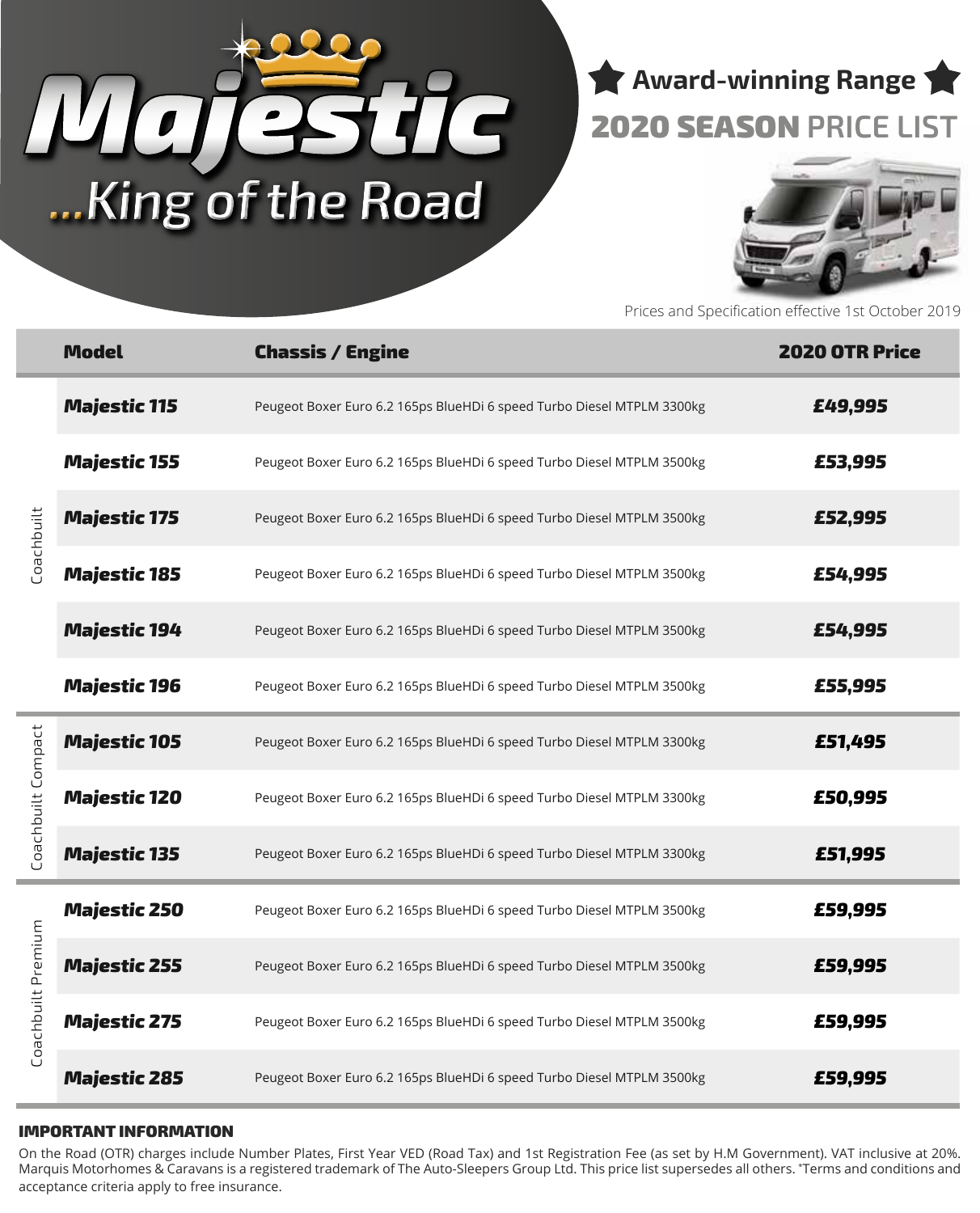# Majestic

## ...King of the Road

**Award-winning Range**

## 2020 SEASON PRICE LIST

Prices and Specification effective 1st October 2019

| | Model | Chassis / Engine | 2020 OTR Price |
|---|---|---|---|
| Coachbuilt | ***Majestic 115*** | Peugeot Boxer Euro 6.2 165ps BlueHDi 6 speed Turbo Diesel MTPLM 3300kg | ***£49,995*** |
| | ***Majestic 155*** | Peugeot Boxer Euro 6.2 165ps BlueHDi 6 speed Turbo Diesel MTPLM 3500kg | ***£53,995*** |
| | ***Majestic 175*** | Peugeot Boxer Euro 6.2 165ps BlueHDi 6 speed Turbo Diesel MTPLM 3500kg | ***£52,995*** |
| | ***Majestic 185*** | Peugeot Boxer Euro 6.2 165ps BlueHDi 6 speed Turbo Diesel MTPLM 3500kg | ***£54,995*** |
| | ***Majestic 194*** | Peugeot Boxer Euro 6.2 165ps BlueHDi 6 speed Turbo Diesel MTPLM 3500kg | ***£54,995*** |
| | ***Majestic 196*** | Peugeot Boxer Euro 6.2 165ps BlueHDi 6 speed Turbo Diesel MTPLM 3500kg | ***£55,995*** |
| Coachbuilt Compact | ***Majestic 105*** | Peugeot Boxer Euro 6.2 165ps BlueHDi 6 speed Turbo Diesel MTPLM 3300kg | ***£51,495*** |
| | ***Majestic 120*** | Peugeot Boxer Euro 6.2 165ps BlueHDi 6 speed Turbo Diesel MTPLM 3300kg | ***£50,995*** |
| | ***Majestic 135*** | Peugeot Boxer Euro 6.2 165ps BlueHDi 6 speed Turbo Diesel MTPLM 3300kg | ***£51,995*** |
| Coachbuilt Premium | ***Majestic 250*** | Peugeot Boxer Euro 6.2 165ps BlueHDi 6 speed Turbo Diesel MTPLM 3500kg | ***£59,995*** |
| | ***Majestic 255*** | Peugeot Boxer Euro 6.2 165ps BlueHDi 6 speed Turbo Diesel MTPLM 3500kg | ***£59,995*** |
| | ***Majestic 275*** | Peugeot Boxer Euro 6.2 165ps BlueHDi 6 speed Turbo Diesel MTPLM 3500kg | ***£59,995*** |
| | ***Majestic 285*** | Peugeot Boxer Euro 6.2 165ps BlueHDi 6 speed Turbo Diesel MTPLM 3500kg | ***£59,995*** |

### IMPORTANT INFORMATION

On the Road (OTR) charges include Number Plates, First Year VED (Road Tax) and 1st Registration Fee (as set by H.M Government). VAT inclusive at 20%. Marquis Motorhomes & Caravans is a registered trademark of The Auto-Sleepers Group Ltd. This price list supersedes all others. *Terms and conditions and acceptance criteria apply to free insurance.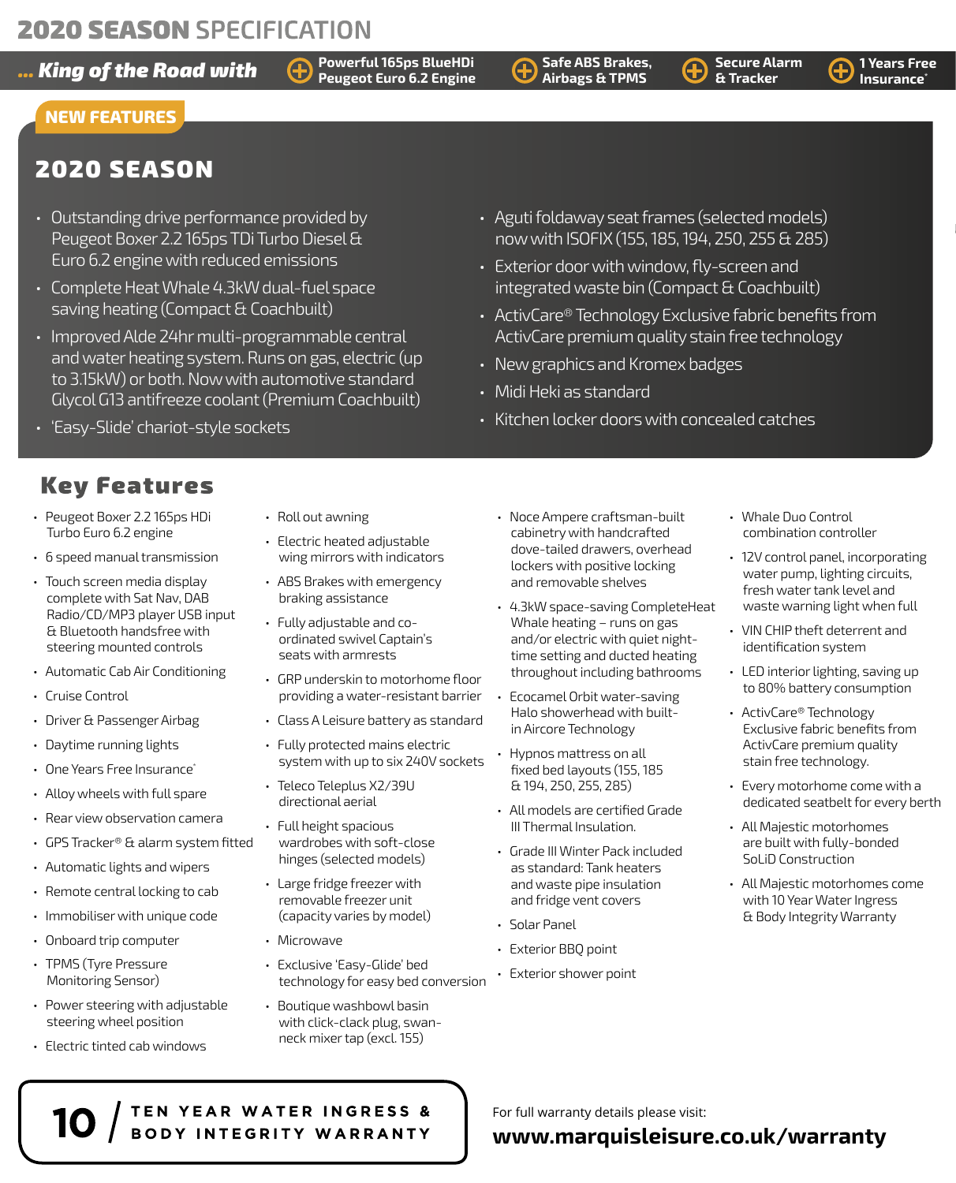# 2020 SEASON SPECIFICATION

***... King of the Road with***

- **Powerful 165ps BlueHDi Peugeot Euro 6.2 Engine**
- **Safe ABS Brakes, Airbags & TPMS**
- **Secure Alarm & Tracker**
- **1 Years Free Insurance***

**NEW FEATURES**

## 2020 SEASON

- Outstanding drive performance provided by Peugeot Boxer 2.2 165ps TDi Turbo Diesel & Euro 6.2 engine with reduced emissions
- Complete Heat Whale 4.3kW dual-fuel space saving heating (Compact & Coachbuilt)
- Improved Alde 24hr multi-programmable central and water heating system. Runs on gas, electric (up to 3.15kW) or both. Now with automotive standard Glycol G13 antifreeze coolant (Premium Coachbuilt)
- 'Easy-Slide' chariot-style sockets
- Aguti foldaway seat frames (selected models) now with ISOFIX (155, 185, 194, 250, 255 & 285)
- Exterior door with window, fly-screen and integrated waste bin (Compact & Coachbuilt)
- ActivCare® Technology Exclusive fabric benefits from ActivCare premium quality stain free technology
- New graphics and Kromex badges
- Midi Heki as standard
- Kitchen locker doors with concealed catches

## Key Features

- Peugeot Boxer 2.2 165ps HDi Turbo Euro 6.2 engine
- 6 speed manual transmission
- Touch screen media display complete with Sat Nav, DAB Radio/CD/MP3 player USB input & Bluetooth handsfree with steering mounted controls
- Automatic Cab Air Conditioning
- Cruise Control
- Driver & Passenger Airbag
- Daytime running lights
- One Years Free Insurance*
- Alloy wheels with full spare
- Rear view observation camera
- GPS Tracker® & alarm system fitted
- Automatic lights and wipers
- Remote central locking to cab
- Immobiliser with unique code
- Onboard trip computer
- TPMS (Tyre Pressure Monitoring Sensor)
- Power steering with adjustable steering wheel position
- Electric tinted cab windows
- Roll out awning
- Electric heated adjustable wing mirrors with indicators
- ABS Brakes with emergency braking assistance
- Fully adjustable and co-ordinated swivel Captain's seats with armrests
- GRP underskin to motorhome floor providing a water-resistant barrier
- Class A Leisure battery as standard
- Fully protected mains electric system with up to six 240V sockets
- Teleco Teleplus X2/39U directional aerial
- Full height spacious wardrobes with soft-close hinges (selected models)
- Large fridge freezer with removable freezer unit (capacity varies by model)
- Microwave
- Exclusive 'Easy-Glide' bed technology for easy bed conversion
- Boutique washbowl basin with click-clack plug, swan-neck mixer tap (excl. 155)
- Noce Ampere craftsman-built cabinetry with handcrafted dove-tailed drawers, overhead lockers with positive locking and removable shelves
- 4.3kW space-saving CompleteHeat Whale heating – runs on gas and/or electric with quiet night-time setting and ducted heating throughout including bathrooms
- Ecocamel Orbit water-saving Halo showerhead with built-in Aircore Technology
- Hypnos mattress on all fixed bed layouts (155, 185 & 194, 250, 255, 285)
- All models are certified Grade III Thermal Insulation.
- Grade III Winter Pack included as standard: Tank heaters and waste pipe insulation and fridge vent covers
- Solar Panel
- Exterior BBQ point
- Exterior shower point
- Whale Duo Control combination controller
- 12V control panel, incorporating water pump, lighting circuits, fresh water tank level and waste warning light when full
- VIN CHIP theft deterrent and identification system
- LED interior lighting, saving up to 80% battery consumption
- ActivCare® Technology Exclusive fabric benefits from ActivCare premium quality stain free technology.
- Every motorhome come with a dedicated seatbelt for every berth
- All Majestic motorhomes are built with fully-bonded SoLiD Construction
- All Majestic motorhomes come with 10 Year Water Ingress & Body Integrity Warranty

**10 / TEN YEAR WATER INGRESS & BODY INTEGRITY WARRANTY**

For full warranty details please visit:
**www.marquisleisure.co.uk/warranty**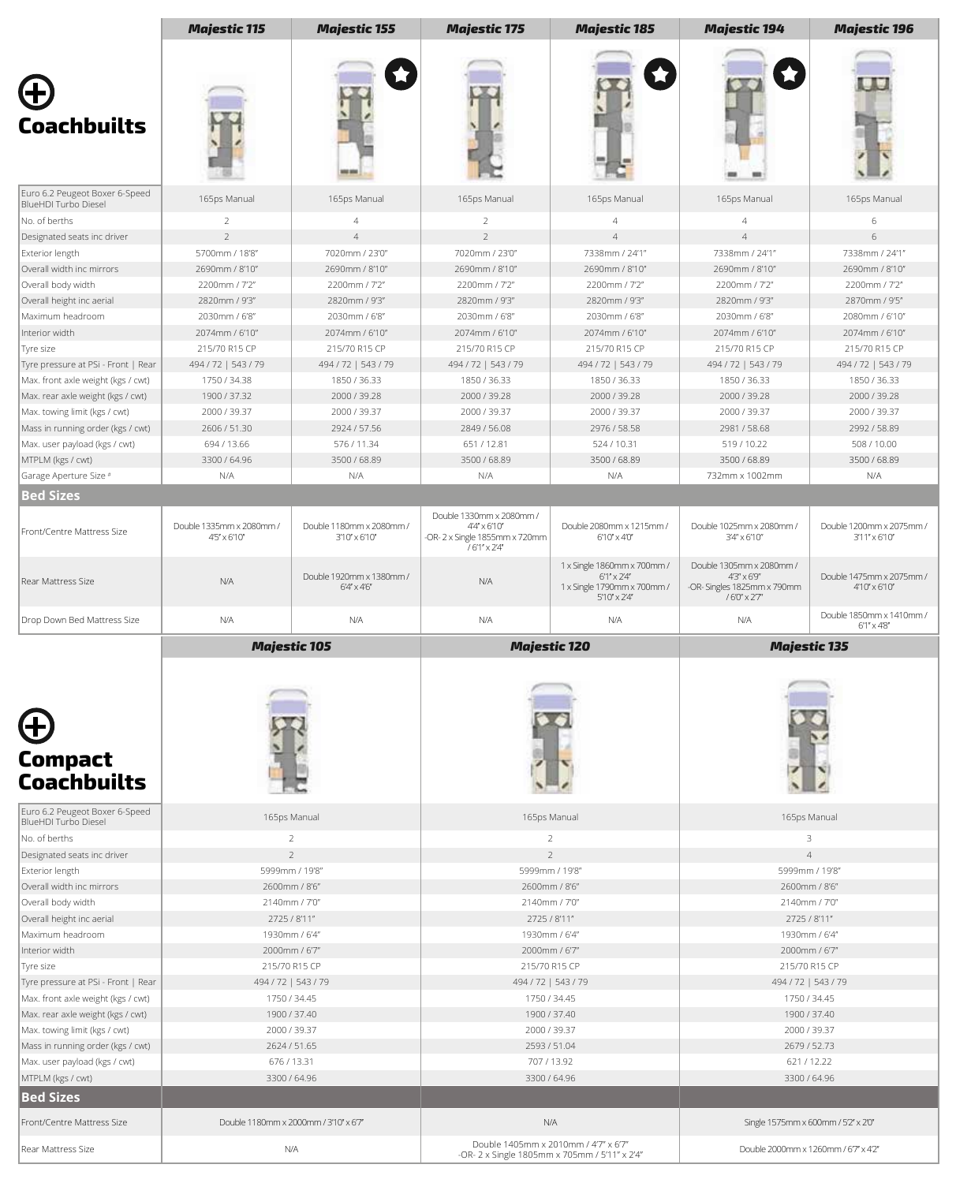## Coachbuilts

| | Majestic 115 | Majestic 155 | Majestic 175 | Majestic 185 | Majestic 194 | Majestic 196 |
|---|---|---|---|---|---|---|
| Euro 6.2 Peugeot Boxer 6-Speed BlueHDI Turbo Diesel | 165ps Manual | 165ps Manual | 165ps Manual | 165ps Manual | 165ps Manual | 165ps Manual |
| No. of berths | 2 | 4 | 2 | 4 | 4 | 6 |
| Designated seats inc driver | 2 | 4 | 2 | 4 | 4 | 6 |
| Exterior length | 5700mm / 18'8" | 7020mm / 23'0" | 7020mm / 23'0" | 7338mm / 24'1" | 7338mm / 24'1" | 7338mm / 24'1" |
| Overall width inc mirrors | 2690mm / 8'10" | 2690mm / 8'10" | 2690mm / 8'10" | 2690mm / 8'10" | 2690mm / 8'10" | 2690mm / 8'10" |
| Overall body width | 2200mm / 7'2" | 2200mm / 7'2" | 2200mm / 7'2" | 2200mm / 7'2" | 2200mm / 7'2" | 2200mm / 7'2" |
| Overall height inc aerial | 2820mm / 9'3" | 2820mm / 9'3" | 2820mm / 9'3" | 2820mm / 9'3" | 2820mm / 9'3" | 2870mm / 9'5" |
| Maximum headroom | 2030mm / 6'8" | 2030mm / 6'8" | 2030mm / 6'8" | 2030mm / 6'8" | 2030mm / 6'8" | 2080mm / 6'10" |
| Interior width | 2074mm / 6'10" | 2074mm / 6'10" | 2074mm / 6'10" | 2074mm / 6'10" | 2074mm / 6'10" | 2074mm / 6'10" |
| Tyre size | 215/70 R15 CP | 215/70 R15 CP | 215/70 R15 CP | 215/70 R15 CP | 215/70 R15 CP | 215/70 R15 CP |
| Tyre pressure at PSi - Front \| Rear | 494 / 72 \| 543 / 79 | 494 / 72 \| 543 / 79 | 494 / 72 \| 543 / 79 | 494 / 72 \| 543 / 79 | 494 / 72 \| 543 / 79 | 494 / 72 \| 543 / 79 |
| Max. front axle weight (kgs / cwt) | 1750 / 34.38 | 1850 / 36.33 | 1850 / 36.33 | 1850 / 36.33 | 1850 / 36.33 | 1850 / 36.33 |
| Max. rear axle weight (kgs / cwt) | 1900 / 37.32 | 2000 / 39.28 | 2000 / 39.28 | 2000 / 39.28 | 2000 / 39.28 | 2000 / 39.28 |
| Max. towing limit (kgs / cwt) | 2000 / 39.37 | 2000 / 39.37 | 2000 / 39.37 | 2000 / 39.37 | 2000 / 39.37 | 2000 / 39.37 |
| Mass in running order (kgs / cwt) | 2606 / 51.30 | 2924 / 57.56 | 2849 / 56.08 | 2976 / 58.58 | 2981 / 58.68 | 2992 / 58.89 |
| Max. user payload (kgs / cwt) | 694 / 13.66 | 576 / 11.34 | 651 / 12.81 | 524 / 10.31 | 519 / 10.22 | 508 / 10.00 |
| MTPLM (kgs / cwt) | 3300 / 64.96 | 3500 / 68.89 | 3500 / 68.89 | 3500 / 68.89 | 3500 / 68.89 | 3500 / 68.89 |
| Garage Aperture Size # | N/A | N/A | N/A | N/A | 732mm x 1002mm | N/A |
| **Bed Sizes** | | | | | | |
| Front/Centre Mattress Size | Double 1335mm x 2080mm / 4'5" x 6'10" | Double 1180mm x 2080mm / 3'10" x 6'10" | Double 1330mm x 2080mm / 4'4" x 6'10" -OR- 2 x Single 1855mm x 720mm / 6'1" x 2'4" | Double 2080mm x 1215mm / 6'10" x 4'0" | Double 1025mm x 2080mm / 3'4" x 6'10" | Double 1200mm x 2075mm / 3'11" x 6'10" |
| Rear Mattress Size | N/A | Double 1920mm x 1380mm / 6'4" x 4'6" | N/A | 1 x Single 1860mm x 700mm / 6'1" x 2'4" 1 x Single 1790mm x 700mm / 5'10" x 2'4" | Double 1305mm x 2080mm / 4'3" x 6'9" -OR- Singles 1825mm x 790mm / 6'0" x 2'7" | Double 1475mm x 2075mm / 4'10" x 6'10" |
| Drop Down Bed Mattress Size | N/A | N/A | N/A | N/A | N/A | Double 1850mm x 1410mm / 6'1" x 4'8" |

## Compact Coachbuilts

| | Majestic 105 | Majestic 120 | Majestic 135 |
|---|---|---|---|
| Euro 6.2 Peugeot Boxer 6-Speed BlueHDI Turbo Diesel | 165ps Manual | 165ps Manual | 165ps Manual |
| No. of berths | 2 | 2 | 3 |
| Designated seats inc driver | 2 | 2 | 4 |
| Exterior length | 5999mm / 19'8" | 5999mm / 19'8" | 5999mm / 19'8" |
| Overall width inc mirrors | 2600mm / 8'6" | 2600mm / 8'6" | 2600mm / 8'6" |
| Overall body width | 2140mm / 7'0" | 2140mm / 7'0" | 2140mm / 7'0" |
| Overall height inc aerial | 2725 / 8'11" | 2725 / 8'11" | 2725 / 8'11" |
| Maximum headroom | 1930mm / 6'4" | 1930mm / 6'4" | 1930mm / 6'4" |
| Interior width | 2000mm / 6'7" | 2000mm / 6'7" | 2000mm / 6'7" |
| Tyre size | 215/70 R15 CP | 215/70 R15 CP | 215/70 R15 CP |
| Tyre pressure at PSi - Front \| Rear | 494 / 72 \| 543 / 79 | 494 / 72 \| 543 / 79 | 494 / 72 \| 543 / 79 |
| Max. front axle weight (kgs / cwt) | 1750 / 34.45 | 1750 / 34.45 | 1750 / 34.45 |
| Max. rear axle weight (kgs / cwt) | 1900 / 37.40 | 1900 / 37.40 | 1900 / 37.40 |
| Max. towing limit (kgs / cwt) | 2000 / 39.37 | 2000 / 39.37 | 2000 / 39.37 |
| Mass in running order (kgs / cwt) | 2624 / 51.65 | 2593 / 51.04 | 2679 / 52.73 |
| Max. user payload (kgs / cwt) | 676 / 13.31 | 707 / 13.92 | 621 / 12.22 |
| MTPLM (kgs / cwt) | 3300 / 64.96 | 3300 / 64.96 | 3300 / 64.96 |
| **Bed Sizes** | | | |
| Front/Centre Mattress Size | Double 1180mm x 2000mm / 3'10" x 6'7" | N/A | Single 1575mm x 600mm / 5'2" x 2'0" |
| Rear Mattress Size | N/A | Double 1405mm x 2010mm / 4'7" x 6'7" -OR- 2 x Single 1805mm x 705mm / 5'11" x 2'4" | Double 2000mm x 1260mm / 6'7" x 4'2" |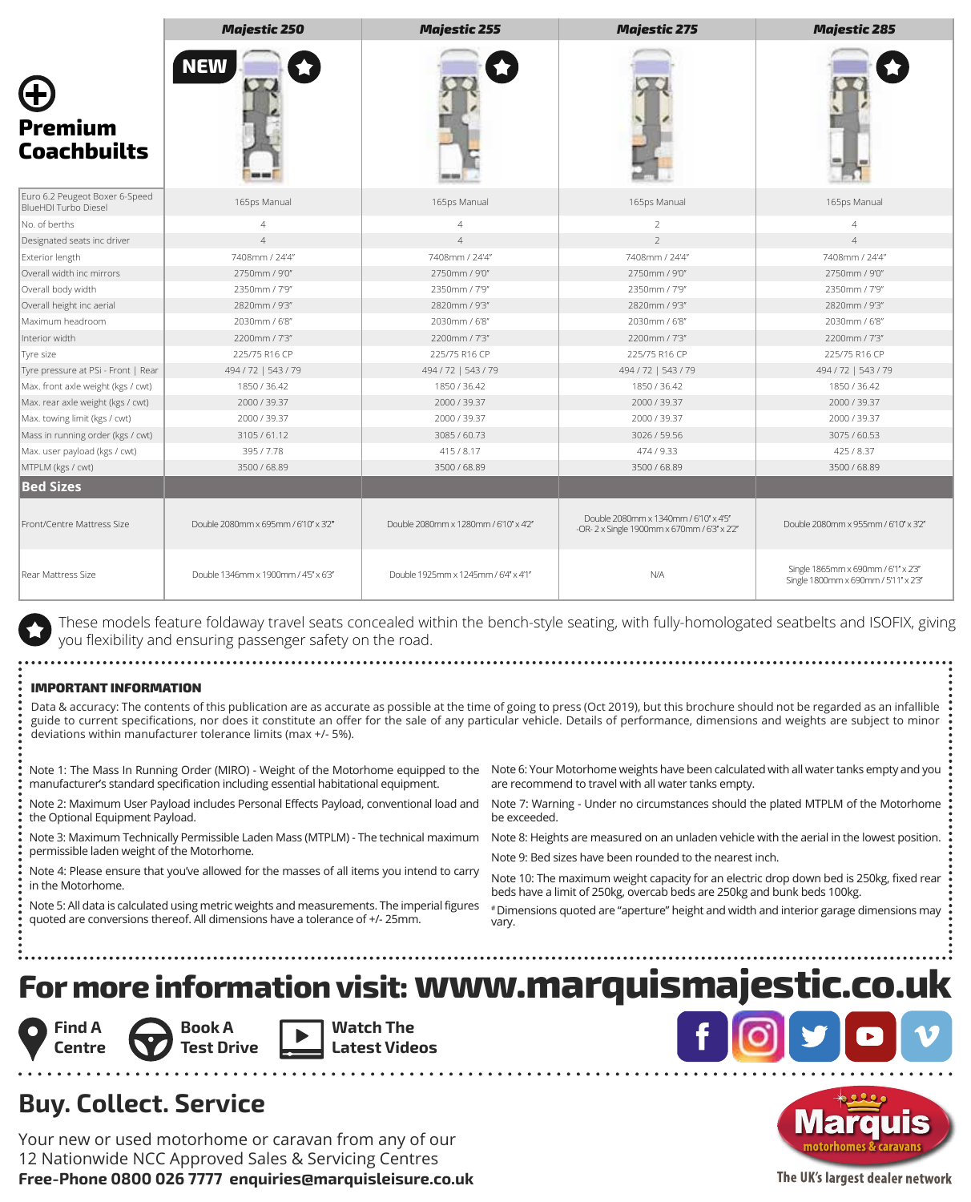# Premium Coachbuilts

| | Majestic 250 | Majestic 255 | Majestic 275 | Majestic 285 |
|---|---|---|---|---|
| | NEW ★ | ★ | ★ | ★ |
| Euro 6.2 Peugeot Boxer 6-Speed BlueHDI Turbo Diesel | 165ps Manual | 165ps Manual | 165ps Manual | 165ps Manual |
| No. of berths | 4 | 4 | 2 | 4 |
| Designated seats inc driver | 4 | 4 | 2 | 4 |
| Exterior length | 7408mm / 24'4" | 7408mm / 24'4" | 7408mm / 24'4" | 7408mm / 24'4" |
| Overall width inc mirrors | 2750mm / 9'0" | 2750mm / 9'0" | 2750mm / 9'0" | 2750mm / 9'0" |
| Overall body width | 2350mm / 7'9" | 2350mm / 7'9" | 2350mm / 7'9" | 2350mm / 7'9" |
| Overall height inc aerial | 2820mm / 9'3" | 2820mm / 9'3" | 2820mm / 9'3" | 2820mm / 9'3" |
| Maximum headroom | 2030mm / 6'8" | 2030mm / 6'8" | 2030mm / 6'8" | 2030mm / 6'8" |
| Interior width | 2200mm / 7'3" | 2200mm / 7'3" | 2200mm / 7'3" | 2200mm / 7'3" |
| Tyre size | 225/75 R16 CP | 225/75 R16 CP | 225/75 R16 CP | 225/75 R16 CP |
| Tyre pressure at PSi - Front \| Rear | 494 / 72 \| 543 / 79 | 494 / 72 \| 543 / 79 | 494 / 72 \| 543 / 79 | 494 / 72 \| 543 / 79 |
| Max. front axle weight (kgs / cwt) | 1850 / 36.42 | 1850 / 36.42 | 1850 / 36.42 | 1850 / 36.42 |
| Max. rear axle weight (kgs / cwt) | 2000 / 39.37 | 2000 / 39.37 | 2000 / 39.37 | 2000 / 39.37 |
| Max. towing limit (kgs / cwt) | 2000 / 39.37 | 2000 / 39.37 | 2000 / 39.37 | 2000 / 39.37 |
| Mass in running order (kgs / cwt) | 3105 / 61.12 | 3085 / 60.73 | 3026 / 59.56 | 3075 / 60.53 |
| Max. user payload (kgs / cwt) | 395 / 7.78 | 415 / 8.17 | 474 / 9.33 | 425 / 8.37 |
| MTPLM (kgs / cwt) | 3500 / 68.89 | 3500 / 68.89 | 3500 / 68.89 | 3500 / 68.89 |
| **Bed Sizes** | | | | |
| Front/Centre Mattress Size | Double 2080mm x 695mm / 6'10" x 3'2" | Double 2080mm x 1280mm / 6'10" x 4'2" | Double 2080mm x 1340mm / 6'10" x 4'5" -OR- 2 x Single 1900mm x 670mm / 6'3" x 2'2" | Double 2080mm x 955mm / 6'10" x 3'2" |
| Rear Mattress Size | Double 1346mm x 1900mm / 4'5" x 6'3" | Double 1925mm x 1245mm / 6'4" x 4'1" | N/A | Single 1865mm x 690mm / 6'1" x 2'3" Single 1800mm x 690mm / 5'11" x 2'3" |

★ These models feature foldaway travel seats concealed within the bench-style seating, with fully-homologated seatbelts and ISOFIX, giving you flexibility and ensuring passenger safety on the road.

### IMPORTANT INFORMATION

Data & accuracy: The contents of this publication are as accurate as possible at the time of going to press (Oct 2019), but this brochure should not be regarded as an infallible guide to current specifications, nor does it constitute an offer for the sale of any particular vehicle. Details of performance, dimensions and weights are subject to minor deviations within manufacturer tolerance limits (max +/- 5%).

Note 1: The Mass In Running Order (MIRO) - Weight of the Motorhome equipped to the manufacturer's standard specification including essential habitational equipment.

Note 2: Maximum User Payload includes Personal Effects Payload, conventional load and the Optional Equipment Payload.

Note 3: Maximum Technically Permissible Laden Mass (MTPLM) - The technical maximum permissible laden weight of the Motorhome.

Note 4: Please ensure that you've allowed for the masses of all items you intend to carry in the Motorhome.

Note 5: All data is calculated using metric weights and measurements. The imperial figures quoted are conversions thereof. All dimensions have a tolerance of +/- 25mm.

Note 6: Your Motorhome weights have been calculated with all water tanks empty and you are recommend to travel with all water tanks empty.

Note 7: Warning - Under no circumstances should the plated MTPLM of the Motorhome be exceeded.

Note 8: Heights are measured on an unladen vehicle with the aerial in the lowest position.

Note 9: Bed sizes have been rounded to the nearest inch.

Note 10: The maximum weight capacity for an electric drop down bed is 250kg, fixed rear beds have a limit of 250kg, overcab beds are 250kg and bunk beds 100kg.

# Dimensions quoted are "aperture" height and width and interior garage dimensions may vary.

## For more information visit: www.marquismajestic.co.uk

Find A Centre | Book A Test Drive | Watch The Latest Videos

## Buy. Collect. Service

Your new or used motorhome or caravan from any of our 12 Nationwide NCC Approved Sales & Servicing Centres

**Free-Phone 0800 026 7777 enquiries@marquisleisure.co.uk**

Marquis motorhomes & caravans

The UK's largest dealer network